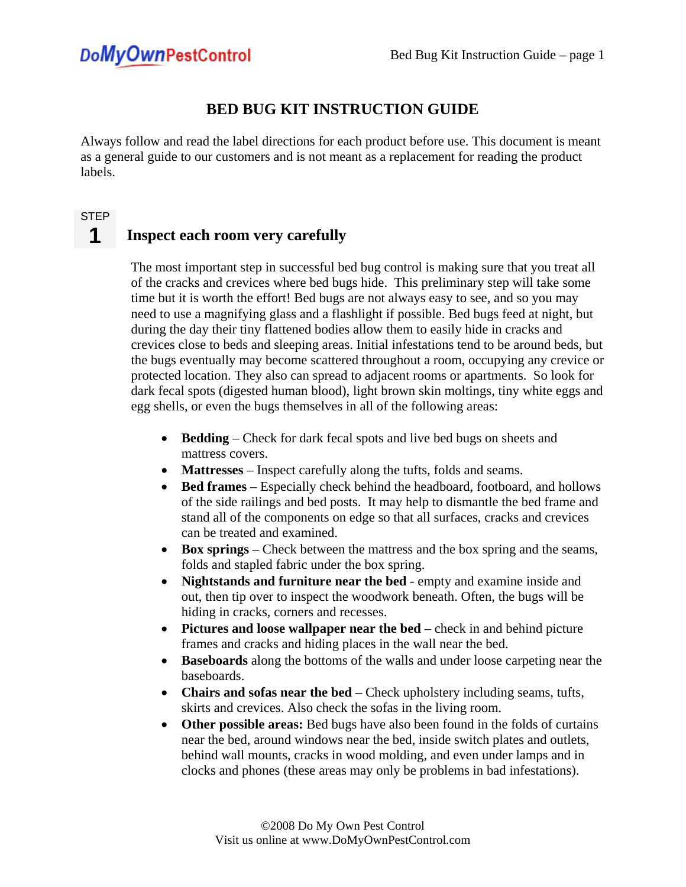# BED BUG KIT INSTRUCTION GUIDE

Always follow and read the label directions for each product before use. This document is meant as a general guide to our customers and is not meant as a replacement for reading the product labels.

## STEP 1 Inspect each room very carefully

The most important step in successful bed bug control is making sure that you treat all of the cracks and crevices where bed bugs hide. This preliminary step will take some time but it is worth the effort! Bed bugs are not always easy to see, and so you may need to use a magnifying glass and a flashlight if possible. Bed bugs feed at night, but during the day their tiny flattened bodies allow them to easily hide in cracks and crevices close to beds and sleeping areas. Initial infestations tend to be around beds, but the bugs eventually may become scattered throughout a room, occupying any crevice or protected location. They also can spread to adjacent rooms or apartments. So look for dark fecal spots (digested human blood), light brown skin moltings, tiny white eggs and egg shells, or even the bugs themselves in all of the following areas:

- **Bedding** – Check for dark fecal spots and live bed bugs on sheets and mattress covers.
- **Mattresses** – Inspect carefully along the tufts, folds and seams.
- **Bed frames** – Especially check behind the headboard, footboard, and hollows of the side railings and bed posts. It may help to dismantle the bed frame and stand all of the components on edge so that all surfaces, cracks and crevices can be treated and examined.
- **Box springs** – Check between the mattress and the box spring and the seams, folds and stapled fabric under the box spring.
- **Nightstands and furniture near the bed** - empty and examine inside and out, then tip over to inspect the woodwork beneath. Often, the bugs will be hiding in cracks, corners and recesses.
- **Pictures and loose wallpaper near the bed** – check in and behind picture frames and cracks and hiding places in the wall near the bed.
- **Baseboards** along the bottoms of the walls and under loose carpeting near the baseboards.
- **Chairs and sofas near the bed** – Check upholstery including seams, tufts, skirts and crevices. Also check the sofas in the living room.
- **Other possible areas:** Bed bugs have also been found in the folds of curtains near the bed, around windows near the bed, inside switch plates and outlets, behind wall mounts, cracks in wood molding, and even under lamps and in clocks and phones (these areas may only be problems in bad infestations).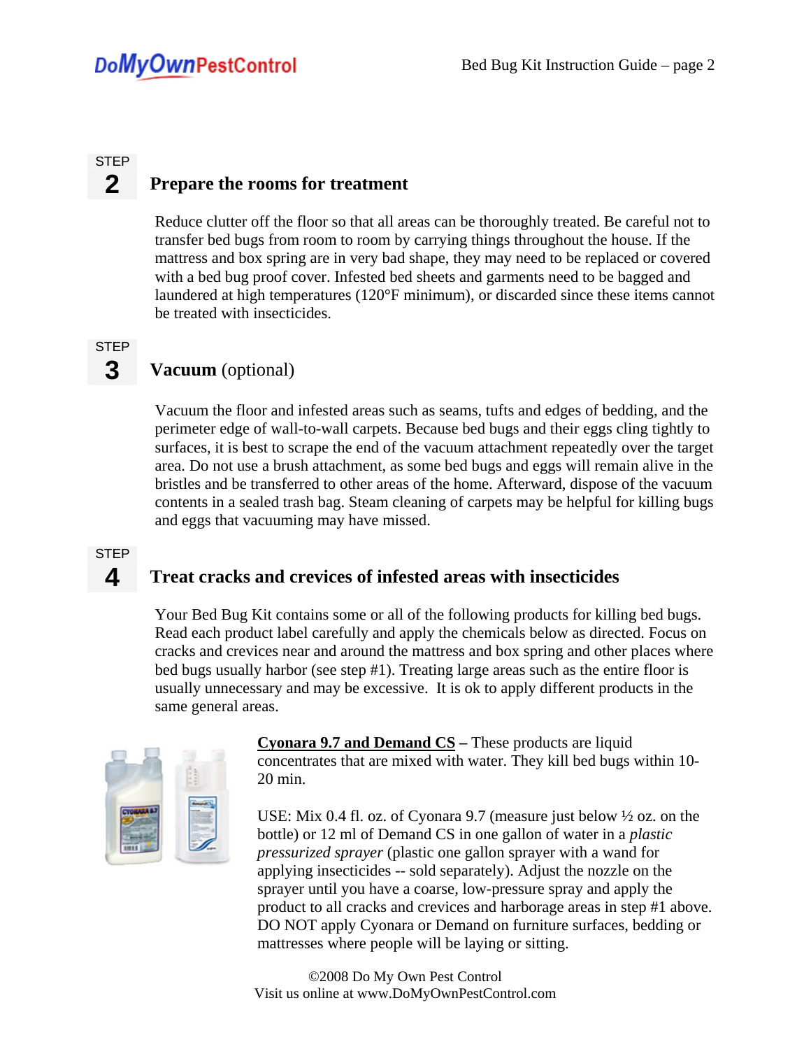## STEP 2 Prepare the rooms for treatment

Reduce clutter off the floor so that all areas can be thoroughly treated. Be careful not to transfer bed bugs from room to room by carrying things throughout the house. If the mattress and box spring are in very bad shape, they may need to be replaced or covered with a bed bug proof cover. Infested bed sheets and garments need to be bagged and laundered at high temperatures (120°F minimum), or discarded since these items cannot be treated with insecticides.

## STEP 3 Vacuum (optional)

Vacuum the floor and infested areas such as seams, tufts and edges of bedding, and the perimeter edge of wall-to-wall carpets. Because bed bugs and their eggs cling tightly to surfaces, it is best to scrape the end of the vacuum attachment repeatedly over the target area. Do not use a brush attachment, as some bed bugs and eggs will remain alive in the bristles and be transferred to other areas of the home. Afterward, dispose of the vacuum contents in a sealed trash bag. Steam cleaning of carpets may be helpful for killing bugs and eggs that vacuuming may have missed.

## STEP 4 Treat cracks and crevices of infested areas with insecticides

Your Bed Bug Kit contains some or all of the following products for killing bed bugs. Read each product label carefully and apply the chemicals below as directed. Focus on cracks and crevices near and around the mattress and box spring and other places where bed bugs usually harbor (see step #1). Treating large areas such as the entire floor is usually unnecessary and may be excessive. It is ok to apply different products in the same general areas.

**Cyonara 9.7 and Demand CS** – These products are liquid concentrates that are mixed with water. They kill bed bugs within 10-20 min.

USE: Mix 0.4 fl. oz. of Cyonara 9.7 (measure just below ½ oz. on the bottle) or 12 ml of Demand CS in one gallon of water in a *plastic pressurized sprayer* (plastic one gallon sprayer with a wand for applying insecticides -- sold separately). Adjust the nozzle on the sprayer until you have a coarse, low-pressure spray and apply the product to all cracks and crevices and harborage areas in step #1 above. DO NOT apply Cyonara or Demand on furniture surfaces, bedding or mattresses where people will be laying or sitting.

©2008 Do My Own Pest Control
Visit us online at www.DoMyOwnPestControl.com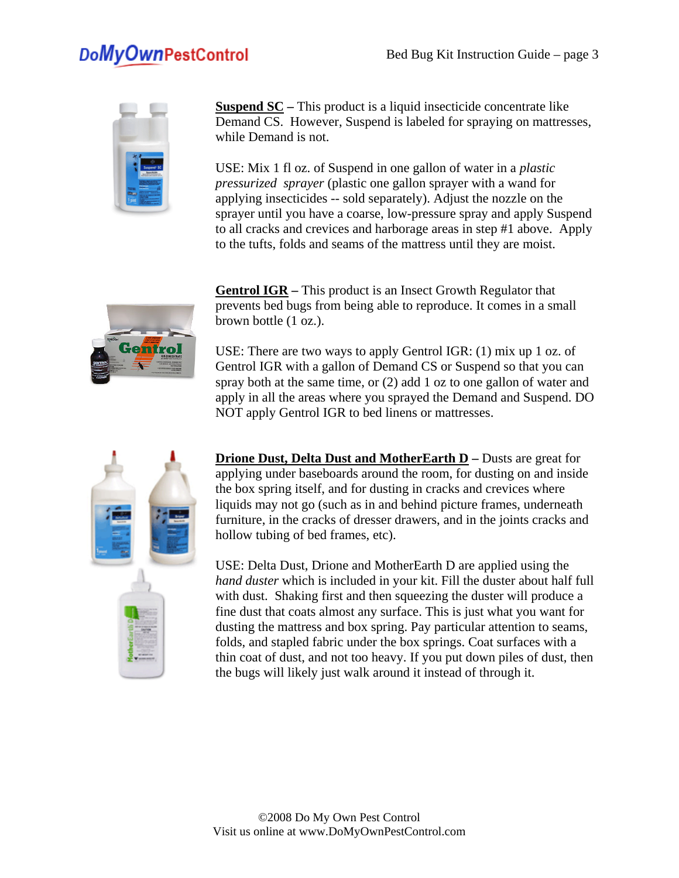**Suspend SC** – This product is a liquid insecticide concentrate like Demand CS. However, Suspend is labeled for spraying on mattresses, while Demand is not.

USE: Mix 1 fl oz. of Suspend in one gallon of water in a *plastic pressurized sprayer* (plastic one gallon sprayer with a wand for applying insecticides -- sold separately). Adjust the nozzle on the sprayer until you have a coarse, low-pressure spray and apply Suspend to all cracks and crevices and harborage areas in step #1 above. Apply to the tufts, folds and seams of the mattress until they are moist.

**Gentrol IGR** – This product is an Insect Growth Regulator that prevents bed bugs from being able to reproduce. It comes in a small brown bottle (1 oz.).

USE: There are two ways to apply Gentrol IGR: (1) mix up 1 oz. of Gentrol IGR with a gallon of Demand CS or Suspend so that you can spray both at the same time, or (2) add 1 oz to one gallon of water and apply in all the areas where you sprayed the Demand and Suspend. DO NOT apply Gentrol IGR to bed linens or mattresses.

**Drione Dust, Delta Dust and MotherEarth D** – Dusts are great for applying under baseboards around the room, for dusting on and inside the box spring itself, and for dusting in cracks and crevices where liquids may not go (such as in and behind picture frames, underneath furniture, in the cracks of dresser drawers, and in the joints cracks and hollow tubing of bed frames, etc).

USE: Delta Dust, Drione and MotherEarth D are applied using the *hand duster* which is included in your kit. Fill the duster about half full with dust. Shaking first and then squeezing the duster will produce a fine dust that coats almost any surface. This is just what you want for dusting the mattress and box spring. Pay particular attention to seams, folds, and stapled fabric under the box springs. Coat surfaces with a thin coat of dust, and not too heavy. If you put down piles of dust, then the bugs will likely just walk around it instead of through it.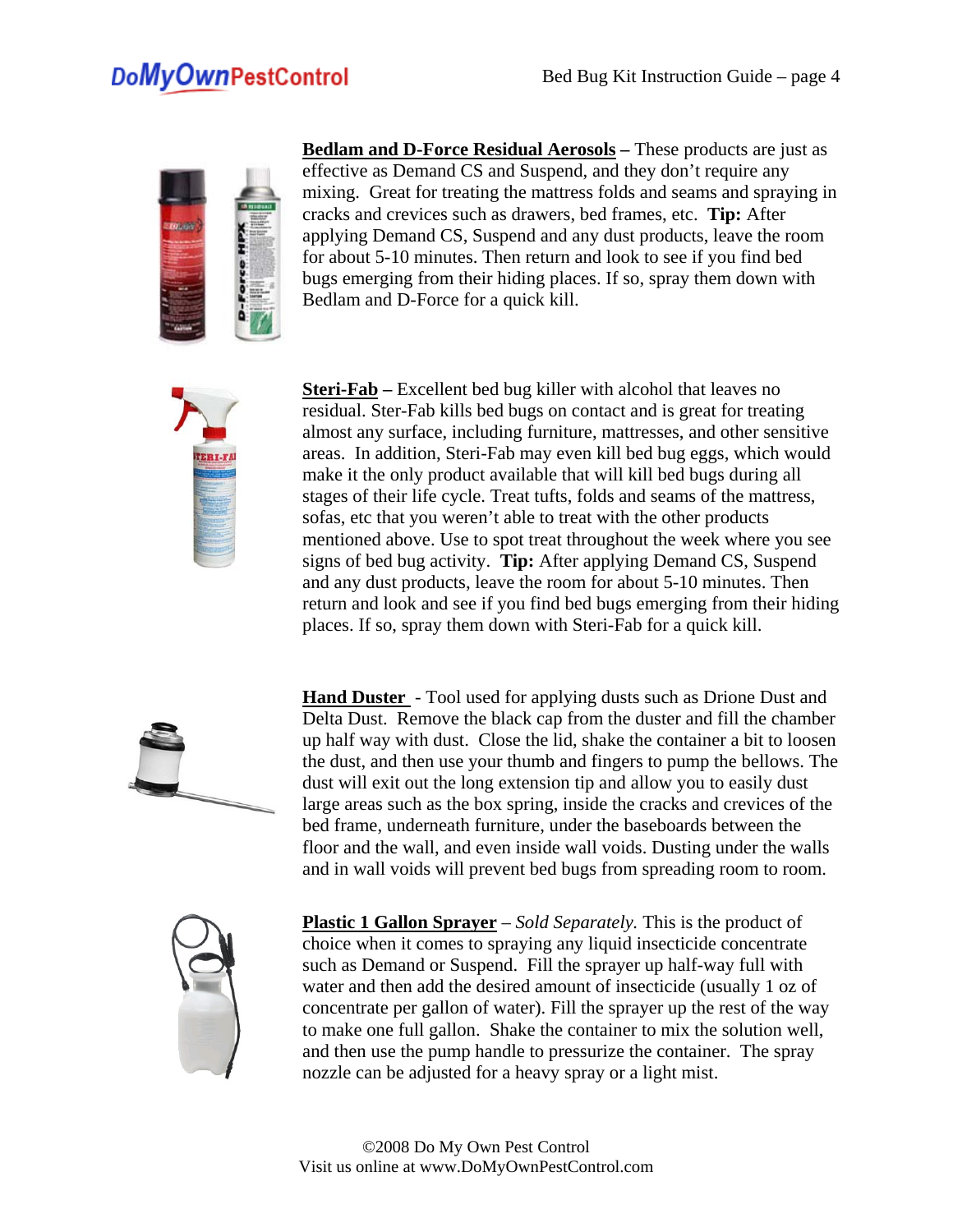**Bedlam and D-Force Residual Aerosols –** These products are just as effective as Demand CS and Suspend, and they don't require any mixing. Great for treating the mattress folds and seams and spraying in cracks and crevices such as drawers, bed frames, etc. **Tip:** After applying Demand CS, Suspend and any dust products, leave the room for about 5-10 minutes. Then return and look to see if you find bed bugs emerging from their hiding places. If so, spray them down with Bedlam and D-Force for a quick kill.

**Steri-Fab –** Excellent bed bug killer with alcohol that leaves no residual. Ster-Fab kills bed bugs on contact and is great for treating almost any surface, including furniture, mattresses, and other sensitive areas. In addition, Steri-Fab may even kill bed bug eggs, which would make it the only product available that will kill bed bugs during all stages of their life cycle. Treat tufts, folds and seams of the mattress, sofas, etc that you weren't able to treat with the other products mentioned above. Use to spot treat throughout the week where you see signs of bed bug activity. **Tip:** After applying Demand CS, Suspend and any dust products, leave the room for about 5-10 minutes. Then return and look and see if you find bed bugs emerging from their hiding places. If so, spray them down with Steri-Fab for a quick kill.

**Hand Duster** - Tool used for applying dusts such as Drione Dust and Delta Dust. Remove the black cap from the duster and fill the chamber up half way with dust. Close the lid, shake the container a bit to loosen the dust, and then use your thumb and fingers to pump the bellows. The dust will exit out the long extension tip and allow you to easily dust large areas such as the box spring, inside the cracks and crevices of the bed frame, underneath furniture, under the baseboards between the floor and the wall, and even inside wall voids. Dusting under the walls and in wall voids will prevent bed bugs from spreading room to room.

**Plastic 1 Gallon Sprayer** – *Sold Separately.* This is the product of choice when it comes to spraying any liquid insecticide concentrate such as Demand or Suspend. Fill the sprayer up half-way full with water and then add the desired amount of insecticide (usually 1 oz of concentrate per gallon of water). Fill the sprayer up the rest of the way to make one full gallon. Shake the container to mix the solution well, and then use the pump handle to pressurize the container. The spray nozzle can be adjusted for a heavy spray or a light mist.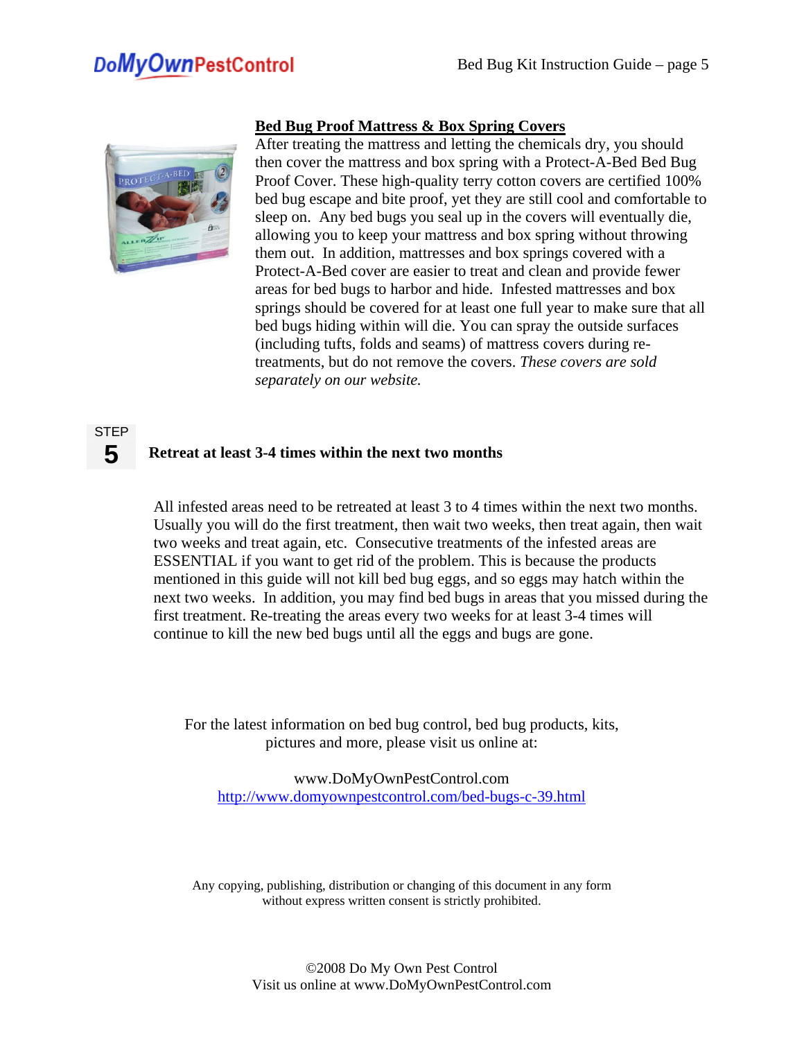### Bed Bug Proof Mattress & Box Spring Covers

After treating the mattress and letting the chemicals dry, you should then cover the mattress and box spring with a Protect-A-Bed Bed Bug Proof Cover. These high-quality terry cotton covers are certified 100% bed bug escape and bite proof, yet they are still cool and comfortable to sleep on. Any bed bugs you seal up in the covers will eventually die, allowing you to keep your mattress and box spring without throwing them out. In addition, mattresses and box springs covered with a Protect-A-Bed cover are easier to treat and clean and provide fewer areas for bed bugs to harbor and hide. Infested mattresses and box springs should be covered for at least one full year to make sure that all bed bugs hiding within will die. You can spray the outside surfaces (including tufts, folds and seams) of mattress covers during re-treatments, but do not remove the covers. *These covers are sold separately on our website.*

## STEP 5 Retreat at least 3-4 times within the next two months

All infested areas need to be retreated at least 3 to 4 times within the next two months. Usually you will do the first treatment, then wait two weeks, then treat again, then wait two weeks and treat again, etc. Consecutive treatments of the infested areas are ESSENTIAL if you want to get rid of the problem. This is because the products mentioned in this guide will not kill bed bug eggs, and so eggs may hatch within the next two weeks. In addition, you may find bed bugs in areas that you missed during the first treatment. Re-treating the areas every two weeks for at least 3-4 times will continue to kill the new bed bugs until all the eggs and bugs are gone.

For the latest information on bed bug control, bed bug products, kits, pictures and more, please visit us online at:

www.DoMyOwnPestControl.com
http://www.domyownpestcontrol.com/bed-bugs-c-39.html

Any copying, publishing, distribution or changing of this document in any form without express written consent is strictly prohibited.

©2008 Do My Own Pest Control
Visit us online at www.DoMyOwnPestControl.com